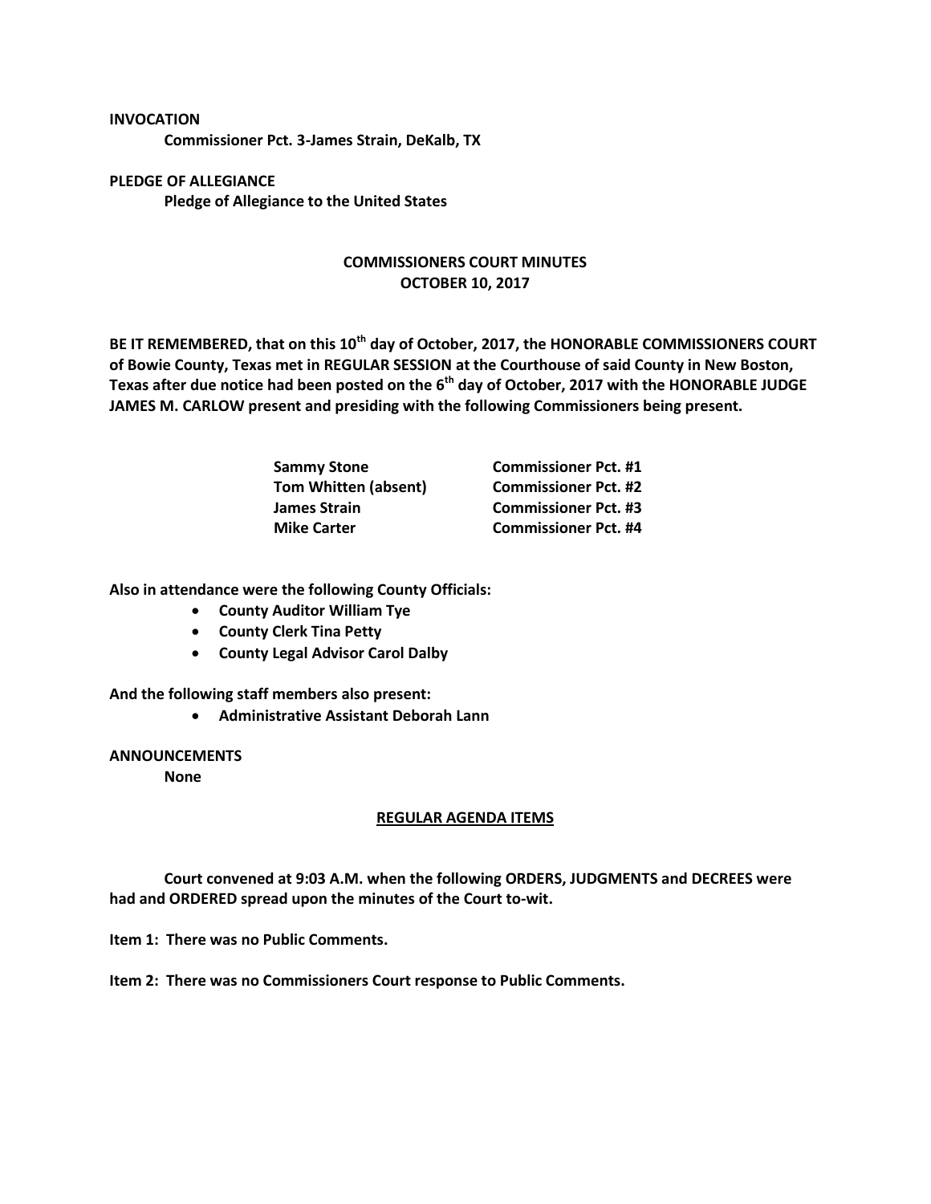**INVOCATION**

**Commissioner Pct. 3-James Strain, DeKalb, TX**

**PLEDGE OF ALLEGIANCE**

**Pledge of Allegiance to the United States**

## COMMISSIONERS COURT MINUTES
## OCTOBER 10, 2017

**BE IT REMEMBERED, that on this 10th day of October, 2017, the HONORABLE COMMISSIONERS COURT of Bowie County, Texas met in REGULAR SESSION at the Courthouse of said County in New Boston, Texas after due notice had been posted on the 6th day of October, 2017 with the HONORABLE JUDGE JAMES M. CARLOW present and presiding with the following Commissioners being present.**

| | |
|---|---|
| **Sammy Stone** | **Commissioner Pct. #1** |
| **Tom Whitten (absent)** | **Commissioner Pct. #2** |
| **James Strain** | **Commissioner Pct. #3** |
| **Mike Carter** | **Commissioner Pct. #4** |

**Also in attendance were the following County Officials:**

- **County Auditor William Tye**
- **County Clerk Tina Petty**
- **County Legal Advisor Carol Dalby**

**And the following staff members also present:**

- **Administrative Assistant Deborah Lann**

**ANNOUNCEMENTS**

**None**

**REGULAR AGENDA ITEMS**

**Court convened at 9:03 A.M. when the following ORDERS, JUDGMENTS and DECREES were had and ORDERED spread upon the minutes of the Court to-wit.**

**Item 1: There was no Public Comments.**

**Item 2: There was no Commissioners Court response to Public Comments.**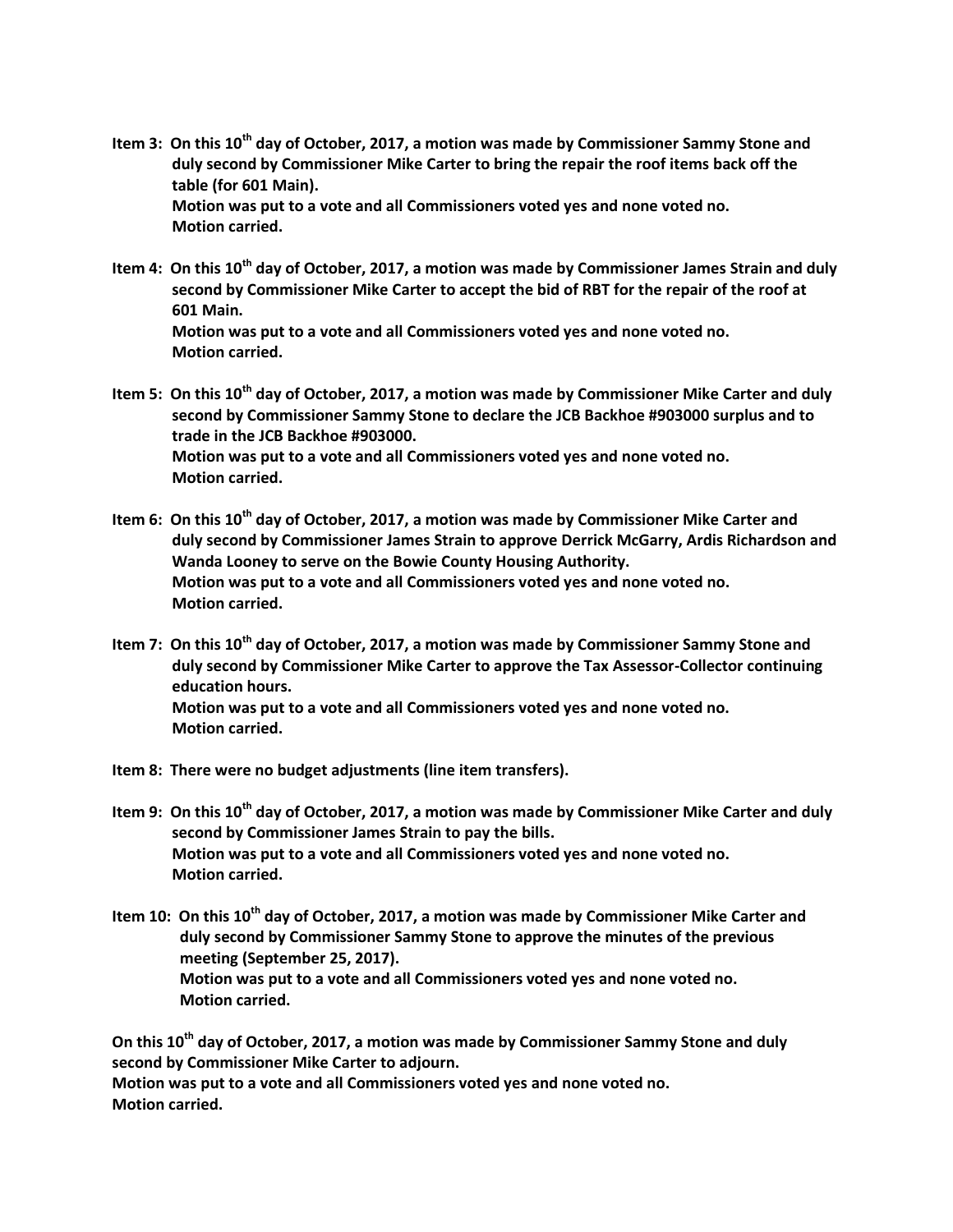**Item 3: On this 10th day of October, 2017, a motion was made by Commissioner Sammy Stone and duly second by Commissioner Mike Carter to bring the repair the roof items back off the table (for 601 Main).**
**Motion was put to a vote and all Commissioners voted yes and none voted no.**
**Motion carried.**

**Item 4: On this 10th day of October, 2017, a motion was made by Commissioner James Strain and duly second by Commissioner Mike Carter to accept the bid of RBT for the repair of the roof at 601 Main.**
**Motion was put to a vote and all Commissioners voted yes and none voted no.**
**Motion carried.**

**Item 5: On this 10th day of October, 2017, a motion was made by Commissioner Mike Carter and duly second by Commissioner Sammy Stone to declare the JCB Backhoe #903000 surplus and to trade in the JCB Backhoe #903000.**
**Motion was put to a vote and all Commissioners voted yes and none voted no.**
**Motion carried.**

**Item 6: On this 10th day of October, 2017, a motion was made by Commissioner Mike Carter and duly second by Commissioner James Strain to approve Derrick McGarry, Ardis Richardson and Wanda Looney to serve on the Bowie County Housing Authority.**
**Motion was put to a vote and all Commissioners voted yes and none voted no.**
**Motion carried.**

**Item 7: On this 10th day of October, 2017, a motion was made by Commissioner Sammy Stone and duly second by Commissioner Mike Carter to approve the Tax Assessor-Collector continuing education hours.**
**Motion was put to a vote and all Commissioners voted yes and none voted no.**
**Motion carried.**

**Item 8: There were no budget adjustments (line item transfers).**

**Item 9: On this 10th day of October, 2017, a motion was made by Commissioner Mike Carter and duly second by Commissioner James Strain to pay the bills.**
**Motion was put to a vote and all Commissioners voted yes and none voted no.**
**Motion carried.**

**Item 10: On this 10th day of October, 2017, a motion was made by Commissioner Mike Carter and duly second by Commissioner Sammy Stone to approve the minutes of the previous meeting (September 25, 2017).**
**Motion was put to a vote and all Commissioners voted yes and none voted no.**
**Motion carried.**

**On this 10th day of October, 2017, a motion was made by Commissioner Sammy Stone and duly second by Commissioner Mike Carter to adjourn.**
**Motion was put to a vote and all Commissioners voted yes and none voted no.**
**Motion carried.**